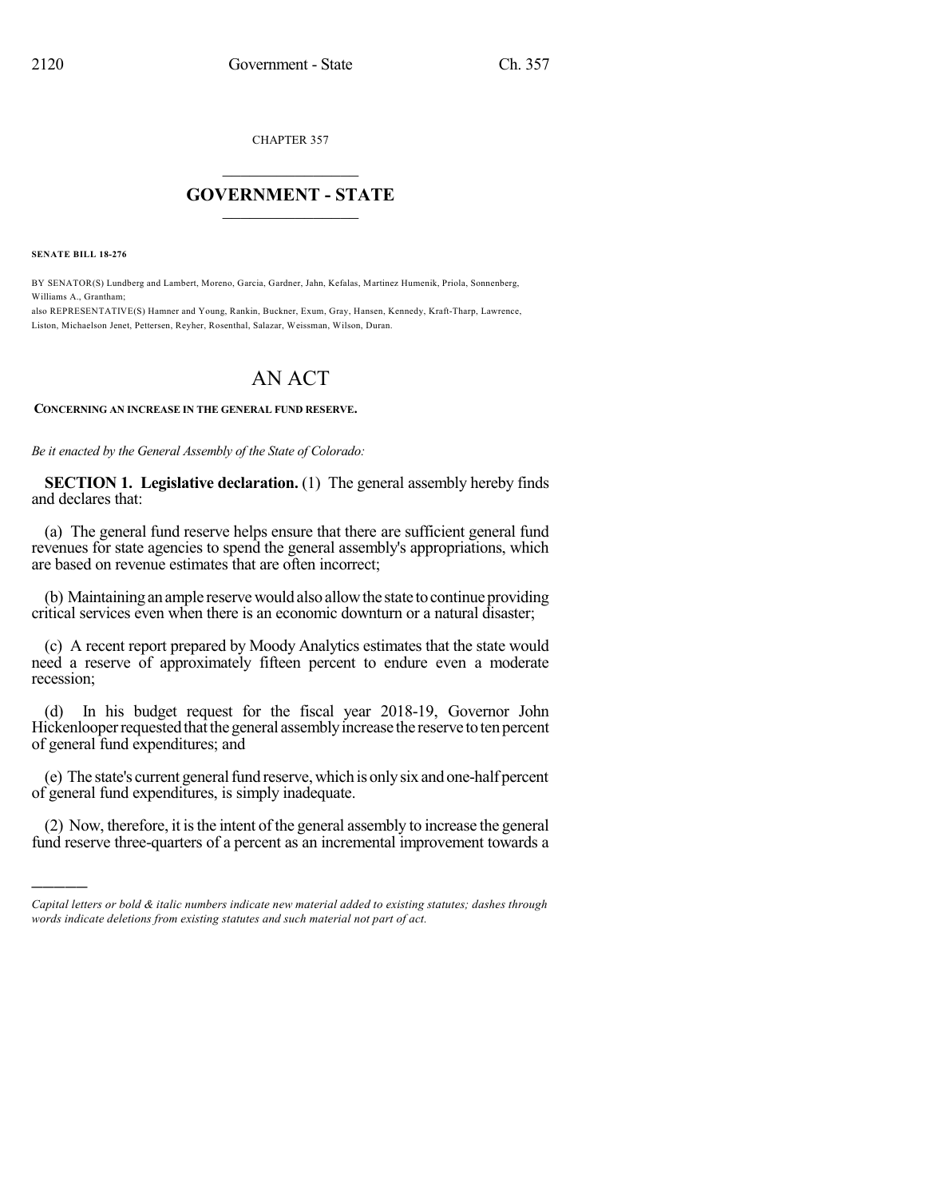CHAPTER 357

# GOVERNMENT - STATE

**SENATE BILL 18-276**

BY SENATOR(S) Lundberg and Lambert, Moreno, Garcia, Gardner, Jahn, Kefalas, Martinez Humenik, Priola, Sonnenberg, Williams A., Grantham;
also REPRESENTATIVE(S) Hamner and Young, Rankin, Buckner, Exum, Gray, Hansen, Kennedy, Kraft-Tharp, Lawrence, Liston, Michaelson Jenet, Pettersen, Reyher, Rosenthal, Salazar, Weissman, Wilson, Duran.

# AN ACT

**CONCERNING AN INCREASE IN THE GENERAL FUND RESERVE.**

*Be it enacted by the General Assembly of the State of Colorado:*

**SECTION 1. Legislative declaration.** (1) The general assembly hereby finds and declares that:

(a) The general fund reserve helps ensure that there are sufficient general fund revenues for state agencies to spend the general assembly's appropriations, which are based on revenue estimates that are often incorrect;

(b) Maintaining an ample reserve would also allow the state to continue providing critical services even when there is an economic downturn or a natural disaster;

(c) A recent report prepared by Moody Analytics estimates that the state would need a reserve of approximately fifteen percent to endure even a moderate recession;

(d) In his budget request for the fiscal year 2018-19, Governor John Hickenlooper requested that the general assembly increase the reserve to ten percent of general fund expenditures; and

(e) The state's current general fund reserve, which is only six and one-half percent of general fund expenditures, is simply inadequate.

(2) Now, therefore, it is the intent of the general assembly to increase the general fund reserve three-quarters of a percent as an incremental improvement towards a

---

*Capital letters or bold & italic numbers indicate new material added to existing statutes; dashes through words indicate deletions from existing statutes and such material not part of act.*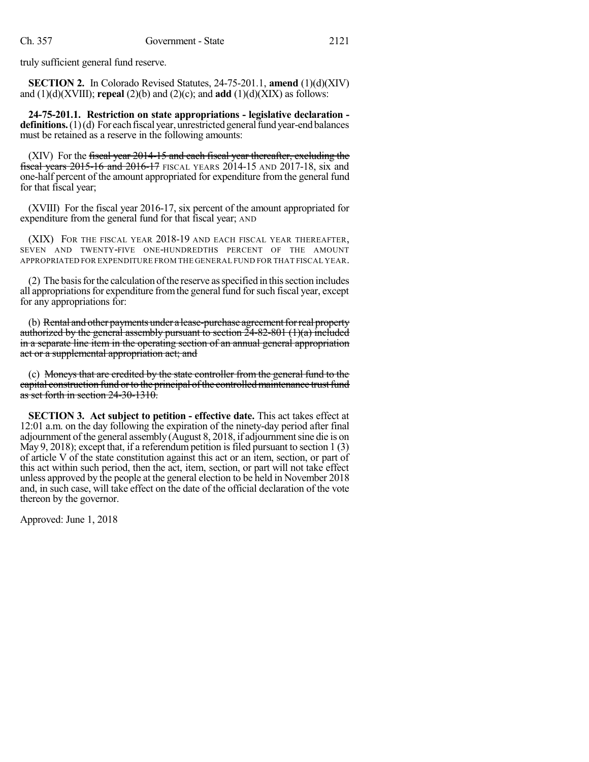truly sufficient general fund reserve.

**SECTION 2.** In Colorado Revised Statutes, 24-75-201.1, **amend** (1)(d)(XIV) and (1)(d)(XVIII); **repeal** (2)(b) and (2)(c); and **add** (1)(d)(XIX) as follows:

**24-75-201.1. Restriction on state appropriations - legislative declaration - definitions.** (1) (d) For each fiscal year, unrestricted general fund year-end balances must be retained as a reserve in the following amounts:

(XIV) For the ~~fiscal year 2014-15 and each fiscal year thereafter, excluding the fiscal years 2015-16 and 2016-17~~ FISCAL YEARS 2014-15 AND 2017-18, six and one-half percent of the amount appropriated for expenditure from the general fund for that fiscal year;

(XVIII) For the fiscal year 2016-17, six percent of the amount appropriated for expenditure from the general fund for that fiscal year; AND

(XIX) FOR THE FISCAL YEAR 2018-19 AND EACH FISCAL YEAR THEREAFTER, SEVEN AND TWENTY-FIVE ONE-HUNDREDTHS PERCENT OF THE AMOUNT APPROPRIATED FOR EXPENDITURE FROM THE GENERAL FUND FOR THAT FISCAL YEAR.

(2) The basis for the calculation of the reserve as specified in this section includes all appropriations for expenditure from the general fund for such fiscal year, except for any appropriations for:

(b) ~~Rental and other payments under a lease-purchase agreement for real property authorized by the general assembly pursuant to section 24-82-801 (1)(a) included in a separate line item in the operating section of an annual general appropriation act or a supplemental appropriation act; and~~

(c) ~~Moneys that are credited by the state controller from the general fund to the capital construction fund or to the principal of the controlled maintenance trust fund as set forth in section 24-30-1310.~~

**SECTION 3. Act subject to petition - effective date.** This act takes effect at 12:01 a.m. on the day following the expiration of the ninety-day period after final adjournment of the general assembly (August 8, 2018, if adjournment sine die is on May 9, 2018); except that, if a referendum petition is filed pursuant to section 1 (3) of article V of the state constitution against this act or an item, section, or part of this act within such period, then the act, item, section, or part will not take effect unless approved by the people at the general election to be held in November 2018 and, in such case, will take effect on the date of the official declaration of the vote thereon by the governor.

Approved: June 1, 2018